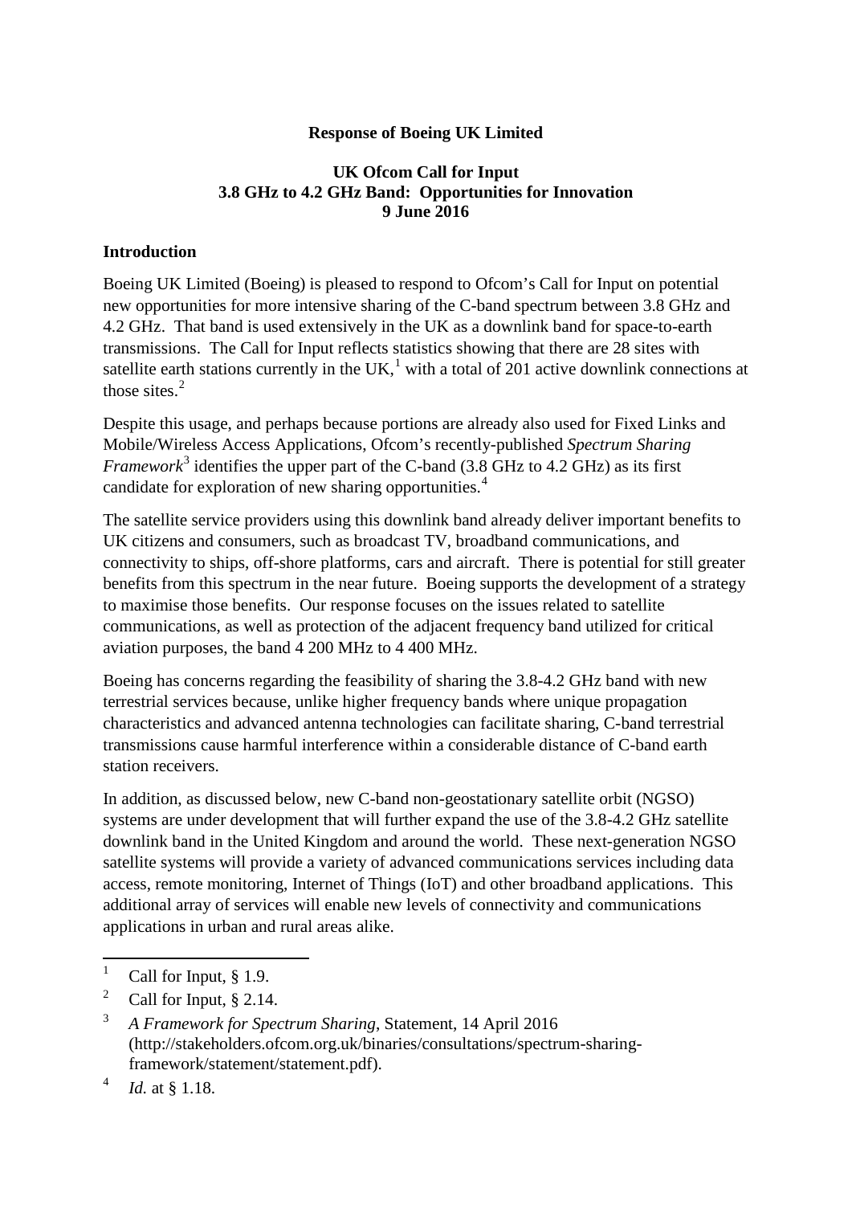**Response of Boeing UK Limited**

**UK Ofcom Call for Input**
**3.8 GHz to 4.2 GHz Band: Opportunities for Innovation**
**9 June 2016**

## Introduction

Boeing UK Limited (Boeing) is pleased to respond to Ofcom's Call for Input on potential new opportunities for more intensive sharing of the C-band spectrum between 3.8 GHz and 4.2 GHz. That band is used extensively in the UK as a downlink band for space-to-earth transmissions. The Call for Input reflects statistics showing that there are 28 sites with satellite earth stations currently in the UK,[1] with a total of 201 active downlink connections at those sites.[2]

Despite this usage, and perhaps because portions are already also used for Fixed Links and Mobile/Wireless Access Applications, Ofcom's recently-published *Spectrum Sharing Framework*[3] identifies the upper part of the C-band (3.8 GHz to 4.2 GHz) as its first candidate for exploration of new sharing opportunities.[4]

The satellite service providers using this downlink band already deliver important benefits to UK citizens and consumers, such as broadcast TV, broadband communications, and connectivity to ships, off-shore platforms, cars and aircraft. There is potential for still greater benefits from this spectrum in the near future. Boeing supports the development of a strategy to maximise those benefits. Our response focuses on the issues related to satellite communications, as well as protection of the adjacent frequency band utilized for critical aviation purposes, the band 4 200 MHz to 4 400 MHz.

Boeing has concerns regarding the feasibility of sharing the 3.8-4.2 GHz band with new terrestrial services because, unlike higher frequency bands where unique propagation characteristics and advanced antenna technologies can facilitate sharing, C-band terrestrial transmissions cause harmful interference within a considerable distance of C-band earth station receivers.

In addition, as discussed below, new C-band non-geostationary satellite orbit (NGSO) systems are under development that will further expand the use of the 3.8-4.2 GHz satellite downlink band in the United Kingdom and around the world. These next-generation NGSO satellite systems will provide a variety of advanced communications services including data access, remote monitoring, Internet of Things (IoT) and other broadband applications. This additional array of services will enable new levels of connectivity and communications applications in urban and rural areas alike.

---

[1] Call for Input, § 1.9.

[2] Call for Input, § 2.14.

[3] *A Framework for Spectrum Sharing*, Statement, 14 April 2016 (http://stakeholders.ofcom.org.uk/binaries/consultations/spectrum-sharing-framework/statement/statement.pdf).

[4] *Id.* at § 1.18.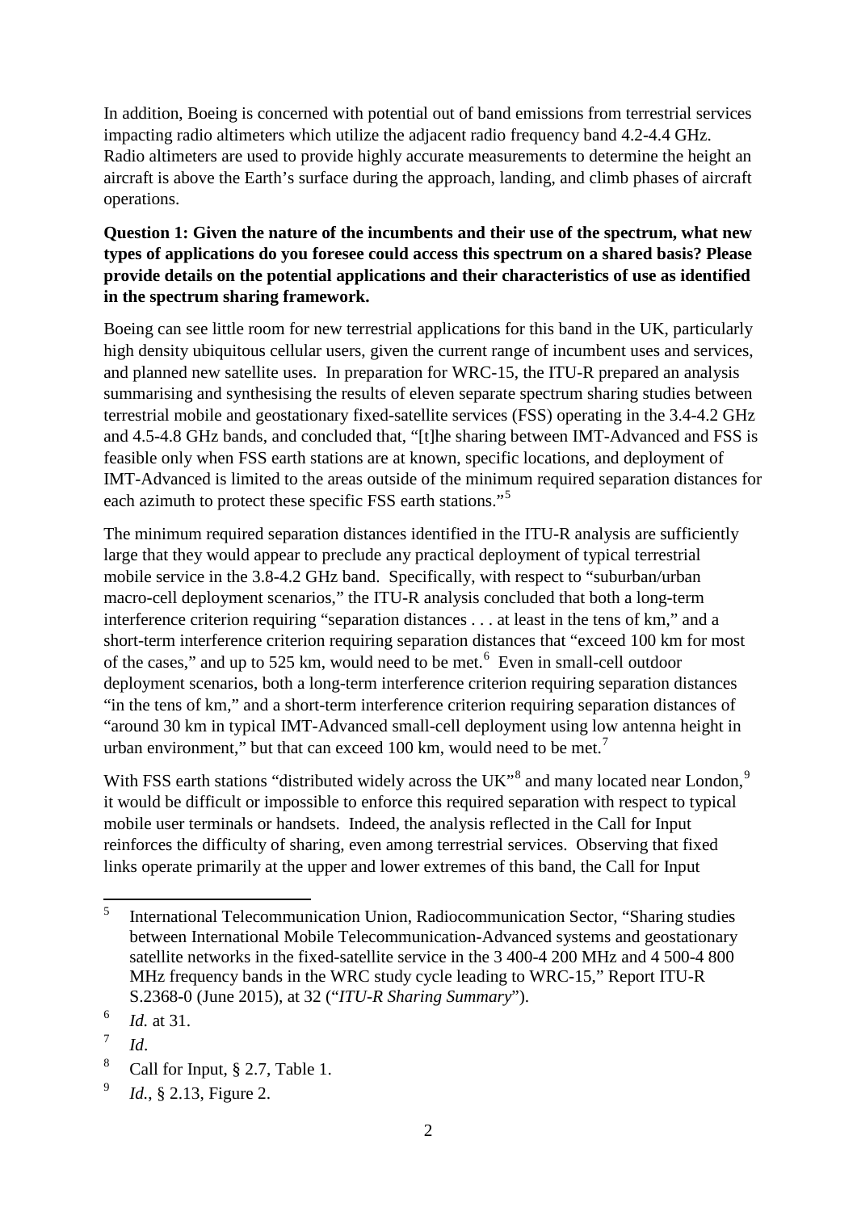In addition, Boeing is concerned with potential out of band emissions from terrestrial services impacting radio altimeters which utilize the adjacent radio frequency band 4.2-4.4 GHz. Radio altimeters are used to provide highly accurate measurements to determine the height an aircraft is above the Earth's surface during the approach, landing, and climb phases of aircraft operations.

**Question 1: Given the nature of the incumbents and their use of the spectrum, what new types of applications do you foresee could access this spectrum on a shared basis? Please provide details on the potential applications and their characteristics of use as identified in the spectrum sharing framework.**

Boeing can see little room for new terrestrial applications for this band in the UK, particularly high density ubiquitous cellular users, given the current range of incumbent uses and services, and planned new satellite uses. In preparation for WRC-15, the ITU-R prepared an analysis summarising and synthesising the results of eleven separate spectrum sharing studies between terrestrial mobile and geostationary fixed-satellite services (FSS) operating in the 3.4-4.2 GHz and 4.5-4.8 GHz bands, and concluded that, "[t]he sharing between IMT-Advanced and FSS is feasible only when FSS earth stations are at known, specific locations, and deployment of IMT-Advanced is limited to the areas outside of the minimum required separation distances for each azimuth to protect these specific FSS earth stations."[5]

The minimum required separation distances identified in the ITU-R analysis are sufficiently large that they would appear to preclude any practical deployment of typical terrestrial mobile service in the 3.8-4.2 GHz band. Specifically, with respect to "suburban/urban macro-cell deployment scenarios," the ITU-R analysis concluded that both a long-term interference criterion requiring "separation distances . . . at least in the tens of km," and a short-term interference criterion requiring separation distances that "exceed 100 km for most of the cases," and up to 525 km, would need to be met.[6] Even in small-cell outdoor deployment scenarios, both a long-term interference criterion requiring separation distances "in the tens of km," and a short-term interference criterion requiring separation distances of "around 30 km in typical IMT-Advanced small-cell deployment using low antenna height in urban environment," but that can exceed 100 km, would need to be met.[7]

With FSS earth stations "distributed widely across the UK"[8] and many located near London,[9] it would be difficult or impossible to enforce this required separation with respect to typical mobile user terminals or handsets. Indeed, the analysis reflected in the Call for Input reinforces the difficulty of sharing, even among terrestrial services. Observing that fixed links operate primarily at the upper and lower extremes of this band, the Call for Input

---

[5] International Telecommunication Union, Radiocommunication Sector, "Sharing studies between International Mobile Telecommunication-Advanced systems and geostationary satellite networks in the fixed-satellite service in the 3 400-4 200 MHz and 4 500-4 800 MHz frequency bands in the WRC study cycle leading to WRC-15," Report ITU-R S.2368-0 (June 2015), at 32 ("*ITU-R Sharing Summary*").

[6] *Id.* at 31.

[7] *Id*.

[8] Call for Input, § 2.7, Table 1.

[9] *Id.*, § 2.13, Figure 2.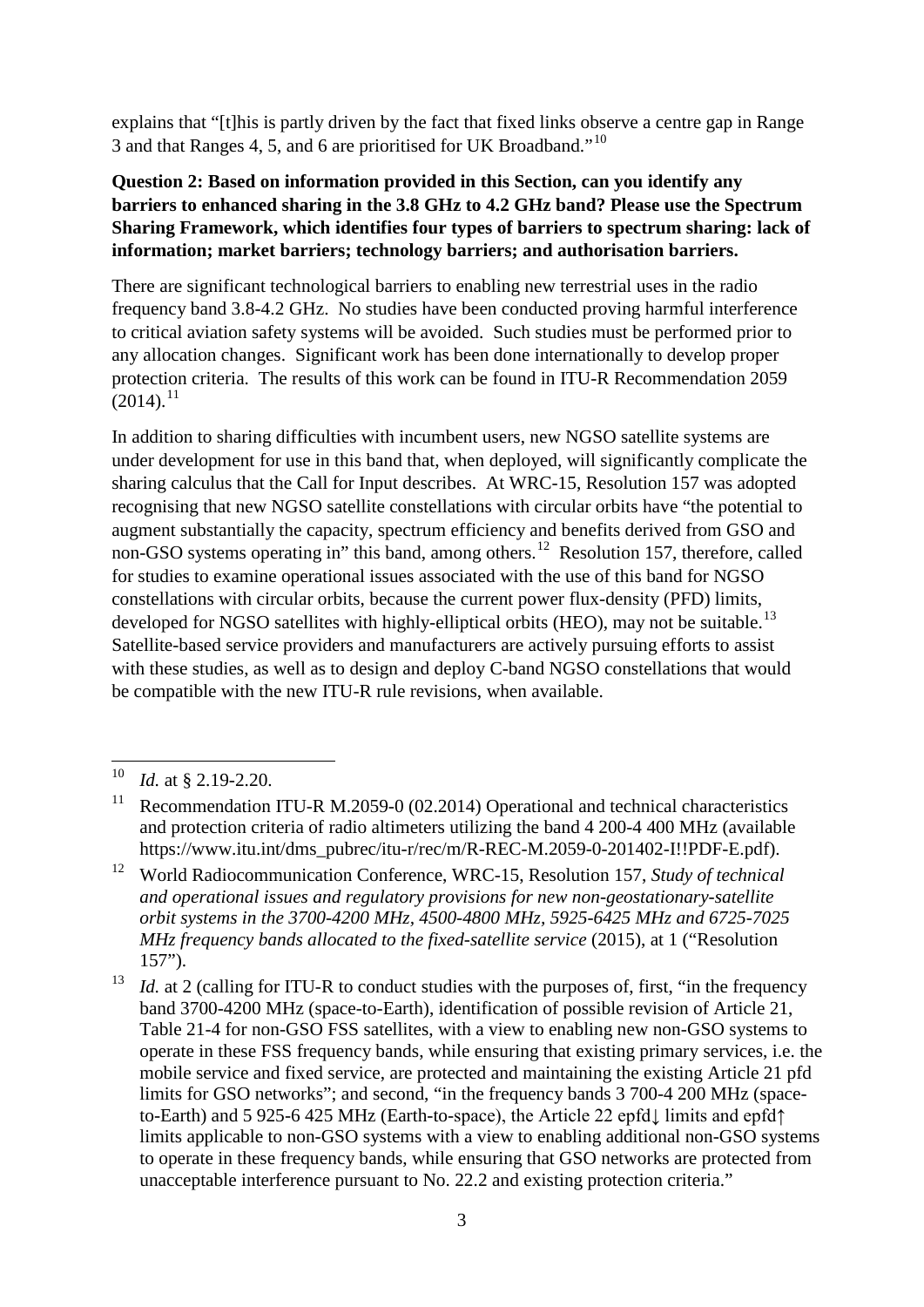explains that "[t]his is partly driven by the fact that fixed links observe a centre gap in Range 3 and that Ranges 4, 5, and 6 are prioritised for UK Broadband."[10]

**Question 2: Based on information provided in this Section, can you identify any barriers to enhanced sharing in the 3.8 GHz to 4.2 GHz band? Please use the Spectrum Sharing Framework, which identifies four types of barriers to spectrum sharing: lack of information; market barriers; technology barriers; and authorisation barriers.**

There are significant technological barriers to enabling new terrestrial uses in the radio frequency band 3.8-4.2 GHz. No studies have been conducted proving harmful interference to critical aviation safety systems will be avoided. Such studies must be performed prior to any allocation changes. Significant work has been done internationally to develop proper protection criteria. The results of this work can be found in ITU-R Recommendation 2059 (2014).[11]

In addition to sharing difficulties with incumbent users, new NGSO satellite systems are under development for use in this band that, when deployed, will significantly complicate the sharing calculus that the Call for Input describes. At WRC-15, Resolution 157 was adopted recognising that new NGSO satellite constellations with circular orbits have "the potential to augment substantially the capacity, spectrum efficiency and benefits derived from GSO and non-GSO systems operating in" this band, among others.[12] Resolution 157, therefore, called for studies to examine operational issues associated with the use of this band for NGSO constellations with circular orbits, because the current power flux-density (PFD) limits, developed for NGSO satellites with highly-elliptical orbits (HEO), may not be suitable.[13] Satellite-based service providers and manufacturers are actively pursuing efforts to assist with these studies, as well as to design and deploy C-band NGSO constellations that would be compatible with the new ITU-R rule revisions, when available.

---

[10] *Id.* at § 2.19-2.20.

[11] Recommendation ITU-R M.2059-0 (02.2014) Operational and technical characteristics and protection criteria of radio altimeters utilizing the band 4 200-4 400 MHz (available https://www.itu.int/dms_pubrec/itu-r/rec/m/R-REC-M.2059-0-201402-I!!PDF-E.pdf).

[12] World Radiocommunication Conference, WRC-15, Resolution 157, *Study of technical and operational issues and regulatory provisions for new non-geostationary-satellite orbit systems in the 3700-4200 MHz, 4500-4800 MHz, 5925-6425 MHz and 6725-7025 MHz frequency bands allocated to the fixed-satellite service* (2015), at 1 ("Resolution 157").

[13] *Id.* at 2 (calling for ITU-R to conduct studies with the purposes of, first, "in the frequency band 3700-4200 MHz (space-to-Earth), identification of possible revision of Article 21, Table 21-4 for non-GSO FSS satellites, with a view to enabling new non-GSO systems to operate in these FSS frequency bands, while ensuring that existing primary services, i.e. the mobile service and fixed service, are protected and maintaining the existing Article 21 pfd limits for GSO networks"; and second, "in the frequency bands 3 700-4 200 MHz (space-to-Earth) and 5 925-6 425 MHz (Earth-to-space), the Article 22 epfd↓ limits and epfd↑ limits applicable to non-GSO systems with a view to enabling additional non-GSO systems to operate in these frequency bands, while ensuring that GSO networks are protected from unacceptable interference pursuant to No. 22.2 and existing protection criteria."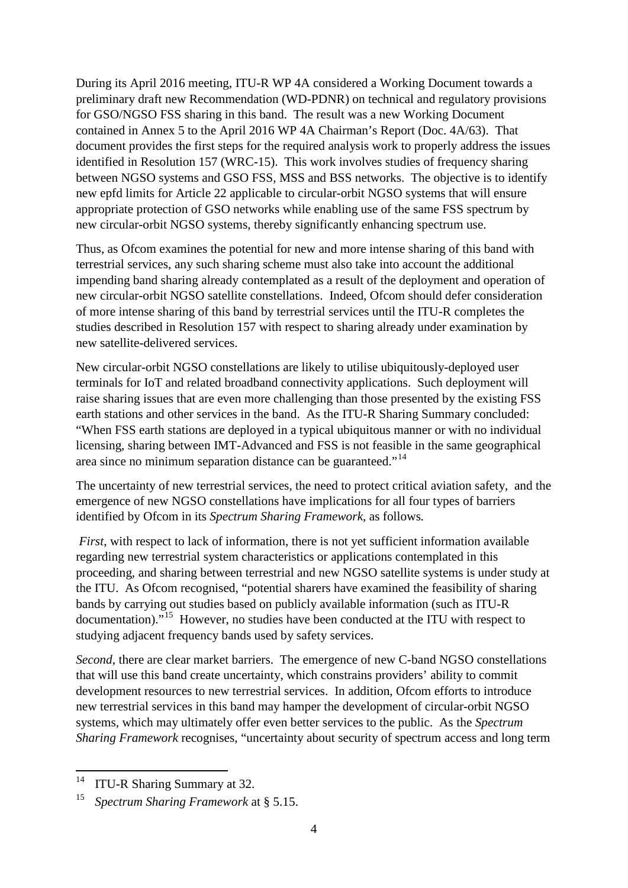During its April 2016 meeting, ITU-R WP 4A considered a Working Document towards a preliminary draft new Recommendation (WD-PDNR) on technical and regulatory provisions for GSO/NGSO FSS sharing in this band. The result was a new Working Document contained in Annex 5 to the April 2016 WP 4A Chairman's Report (Doc. 4A/63). That document provides the first steps for the required analysis work to properly address the issues identified in Resolution 157 (WRC-15). This work involves studies of frequency sharing between NGSO systems and GSO FSS, MSS and BSS networks. The objective is to identify new epfd limits for Article 22 applicable to circular-orbit NGSO systems that will ensure appropriate protection of GSO networks while enabling use of the same FSS spectrum by new circular-orbit NGSO systems, thereby significantly enhancing spectrum use.

Thus, as Ofcom examines the potential for new and more intense sharing of this band with terrestrial services, any such sharing scheme must also take into account the additional impending band sharing already contemplated as a result of the deployment and operation of new circular-orbit NGSO satellite constellations. Indeed, Ofcom should defer consideration of more intense sharing of this band by terrestrial services until the ITU-R completes the studies described in Resolution 157 with respect to sharing already under examination by new satellite-delivered services.

New circular-orbit NGSO constellations are likely to utilise ubiquitously-deployed user terminals for IoT and related broadband connectivity applications. Such deployment will raise sharing issues that are even more challenging than those presented by the existing FSS earth stations and other services in the band. As the ITU-R Sharing Summary concluded: "When FSS earth stations are deployed in a typical ubiquitous manner or with no individual licensing, sharing between IMT-Advanced and FSS is not feasible in the same geographical area since no minimum separation distance can be guaranteed."[14]

The uncertainty of new terrestrial services, the need to protect critical aviation safety, and the emergence of new NGSO constellations have implications for all four types of barriers identified by Ofcom in its *Spectrum Sharing Framework*, as follows.

*First*, with respect to lack of information, there is not yet sufficient information available regarding new terrestrial system characteristics or applications contemplated in this proceeding, and sharing between terrestrial and new NGSO satellite systems is under study at the ITU. As Ofcom recognised, "potential sharers have examined the feasibility of sharing bands by carrying out studies based on publicly available information (such as ITU-R documentation)."[15] However, no studies have been conducted at the ITU with respect to studying adjacent frequency bands used by safety services.

*Second*, there are clear market barriers. The emergence of new C-band NGSO constellations that will use this band create uncertainty, which constrains providers' ability to commit development resources to new terrestrial services. In addition, Ofcom efforts to introduce new terrestrial services in this band may hamper the development of circular-orbit NGSO systems, which may ultimately offer even better services to the public. As the *Spectrum Sharing Framework* recognises, "uncertainty about security of spectrum access and long term

---

[14] ITU-R Sharing Summary at 32.

[15] *Spectrum Sharing Framework* at § 5.15.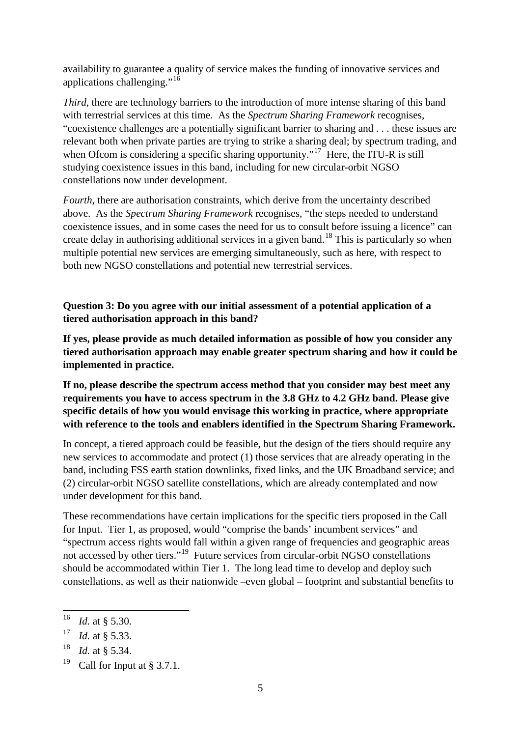availability to guarantee a quality of service makes the funding of innovative services and applications challenging."[16]

*Third*, there are technology barriers to the introduction of more intense sharing of this band with terrestrial services at this time. As the *Spectrum Sharing Framework* recognises, "coexistence challenges are a potentially significant barrier to sharing and . . . these issues are relevant both when private parties are trying to strike a sharing deal; by spectrum trading, and when Ofcom is considering a specific sharing opportunity."[17] Here, the ITU-R is still studying coexistence issues in this band, including for new circular-orbit NGSO constellations now under development.

*Fourth*, there are authorisation constraints, which derive from the uncertainty described above. As the *Spectrum Sharing Framework* recognises, "the steps needed to understand coexistence issues, and in some cases the need for us to consult before issuing a licence" can create delay in authorising additional services in a given band.[18] This is particularly so when multiple potential new services are emerging simultaneously, such as here, with respect to both new NGSO constellations and potential new terrestrial services.

**Question 3: Do you agree with our initial assessment of a potential application of a tiered authorisation approach in this band?**

**If yes, please provide as much detailed information as possible of how you consider any tiered authorisation approach may enable greater spectrum sharing and how it could be implemented in practice.**

**If no, please describe the spectrum access method that you consider may best meet any requirements you have to access spectrum in the 3.8 GHz to 4.2 GHz band. Please give specific details of how you would envisage this working in practice, where appropriate with reference to the tools and enablers identified in the Spectrum Sharing Framework.**

In concept, a tiered approach could be feasible, but the design of the tiers should require any new services to accommodate and protect (1) those services that are already operating in the band, including FSS earth station downlinks, fixed links, and the UK Broadband service; and (2) circular-orbit NGSO satellite constellations, which are already contemplated and now under development for this band.

These recommendations have certain implications for the specific tiers proposed in the Call for Input. Tier 1, as proposed, would "comprise the bands' incumbent services" and "spectrum access rights would fall within a given range of frequencies and geographic areas not accessed by other tiers."[19] Future services from circular-orbit NGSO constellations should be accommodated within Tier 1. The long lead time to develop and deploy such constellations, as well as their nationwide –even global – footprint and substantial benefits to

[16] *Id.* at § 5.30.

[17] *Id.* at § 5.33.

[18] *Id.* at § 5.34.

[19] Call for Input at § 3.7.1.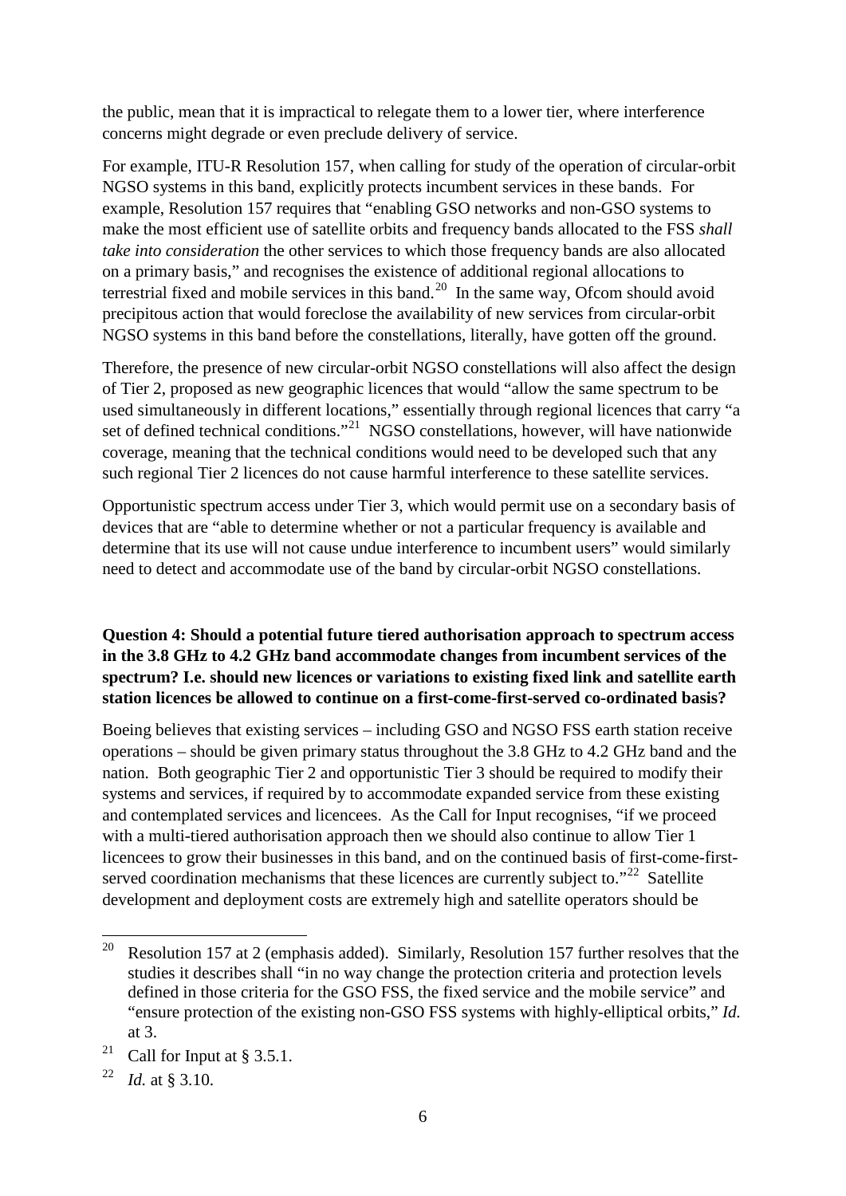the public, mean that it is impractical to relegate them to a lower tier, where interference concerns might degrade or even preclude delivery of service.

For example, ITU-R Resolution 157, when calling for study of the operation of circular-orbit NGSO systems in this band, explicitly protects incumbent services in these bands. For example, Resolution 157 requires that "enabling GSO networks and non-GSO systems to make the most efficient use of satellite orbits and frequency bands allocated to the FSS *shall take into consideration* the other services to which those frequency bands are also allocated on a primary basis," and recognises the existence of additional regional allocations to terrestrial fixed and mobile services in this band.[20] In the same way, Ofcom should avoid precipitous action that would foreclose the availability of new services from circular-orbit NGSO systems in this band before the constellations, literally, have gotten off the ground.

Therefore, the presence of new circular-orbit NGSO constellations will also affect the design of Tier 2, proposed as new geographic licences that would "allow the same spectrum to be used simultaneously in different locations," essentially through regional licences that carry "a set of defined technical conditions."[21] NGSO constellations, however, will have nationwide coverage, meaning that the technical conditions would need to be developed such that any such regional Tier 2 licences do not cause harmful interference to these satellite services.

Opportunistic spectrum access under Tier 3, which would permit use on a secondary basis of devices that are "able to determine whether or not a particular frequency is available and determine that its use will not cause undue interference to incumbent users" would similarly need to detect and accommodate use of the band by circular-orbit NGSO constellations.

**Question 4: Should a potential future tiered authorisation approach to spectrum access in the 3.8 GHz to 4.2 GHz band accommodate changes from incumbent services of the spectrum? I.e. should new licences or variations to existing fixed link and satellite earth station licences be allowed to continue on a first-come-first-served co-ordinated basis?**

Boeing believes that existing services – including GSO and NGSO FSS earth station receive operations – should be given primary status throughout the 3.8 GHz to 4.2 GHz band and the nation. Both geographic Tier 2 and opportunistic Tier 3 should be required to modify their systems and services, if required by to accommodate expanded service from these existing and contemplated services and licencees. As the Call for Input recognises, "if we proceed with a multi-tiered authorisation approach then we should also continue to allow Tier 1 licencees to grow their businesses in this band, and on the continued basis of first-come-first-served coordination mechanisms that these licences are currently subject to."[22] Satellite development and deployment costs are extremely high and satellite operators should be

---

[20] Resolution 157 at 2 (emphasis added). Similarly, Resolution 157 further resolves that the studies it describes shall "in no way change the protection criteria and protection levels defined in those criteria for the GSO FSS, the fixed service and the mobile service" and "ensure protection of the existing non-GSO FSS systems with highly-elliptical orbits," *Id.* at 3.

[21] Call for Input at § 3.5.1.

[22] *Id.* at § 3.10.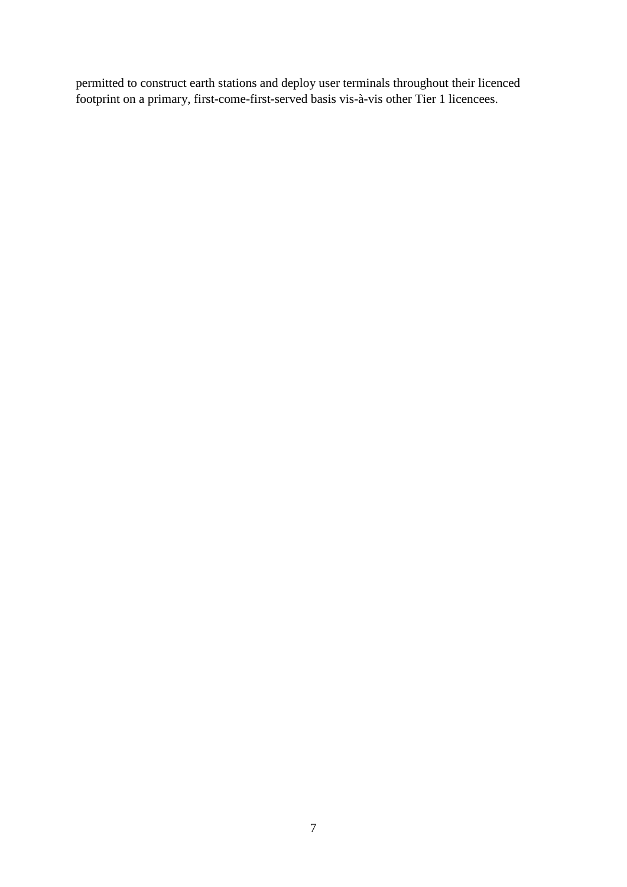permitted to construct earth stations and deploy user terminals throughout their licenced footprint on a primary, first-come-first-served basis vis-à-vis other Tier 1 licencees.